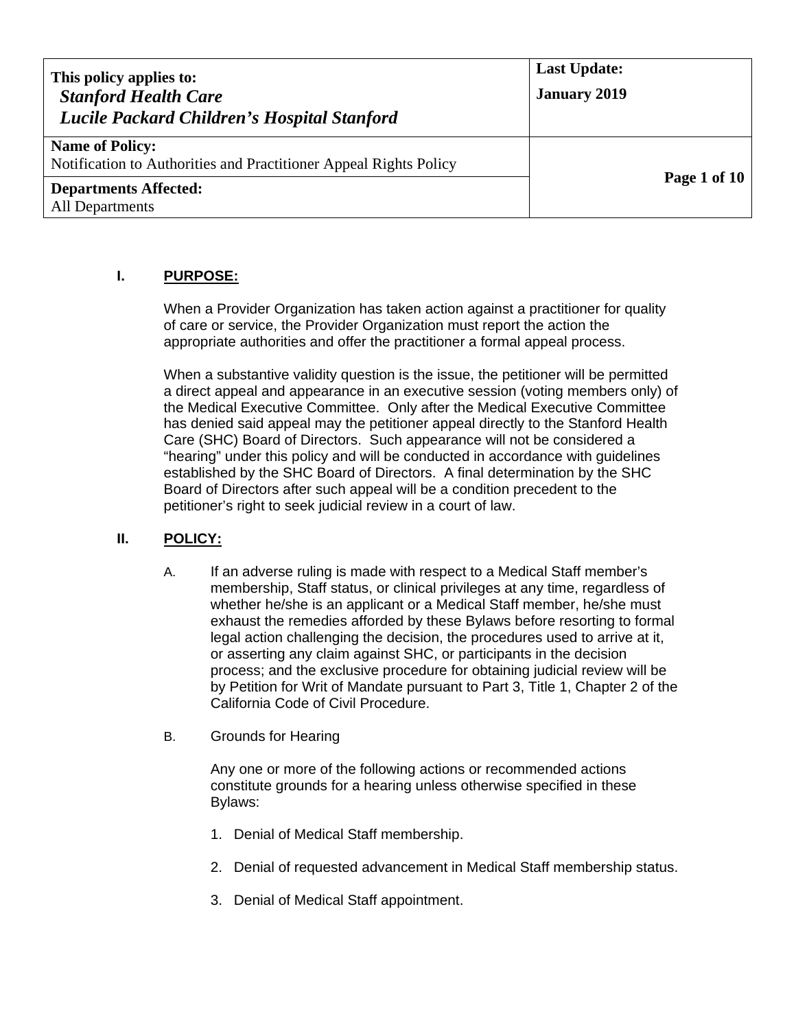| This policy applies to: *Stanford Health Care* *Lucile Packard Children's Hospital Stanford* | **Last Update:** **January 2019** |
|---|---|
| **Name of Policy:** Notification to Authorities and Practitioner Appeal Rights Policy | |
| **Departments Affected:** All Departments | |

## I. PURPOSE:

When a Provider Organization has taken action against a practitioner for quality of care or service, the Provider Organization must report the action the appropriate authorities and offer the practitioner a formal appeal process.

When a substantive validity question is the issue, the petitioner will be permitted a direct appeal and appearance in an executive session (voting members only) of the Medical Executive Committee. Only after the Medical Executive Committee has denied said appeal may the petitioner appeal directly to the Stanford Health Care (SHC) Board of Directors. Such appearance will not be considered a "hearing" under this policy and will be conducted in accordance with guidelines established by the SHC Board of Directors. A final determination by the SHC Board of Directors after such appeal will be a condition precedent to the petitioner's right to seek judicial review in a court of law.

## II. POLICY:

A. If an adverse ruling is made with respect to a Medical Staff member's membership, Staff status, or clinical privileges at any time, regardless of whether he/she is an applicant or a Medical Staff member, he/she must exhaust the remedies afforded by these Bylaws before resorting to formal legal action challenging the decision, the procedures used to arrive at it, or asserting any claim against SHC, or participants in the decision process; and the exclusive procedure for obtaining judicial review will be by Petition for Writ of Mandate pursuant to Part 3, Title 1, Chapter 2 of the California Code of Civil Procedure.

B. Grounds for Hearing

Any one or more of the following actions or recommended actions constitute grounds for a hearing unless otherwise specified in these Bylaws:

1. Denial of Medical Staff membership.
2. Denial of requested advancement in Medical Staff membership status.
3. Denial of Medical Staff appointment.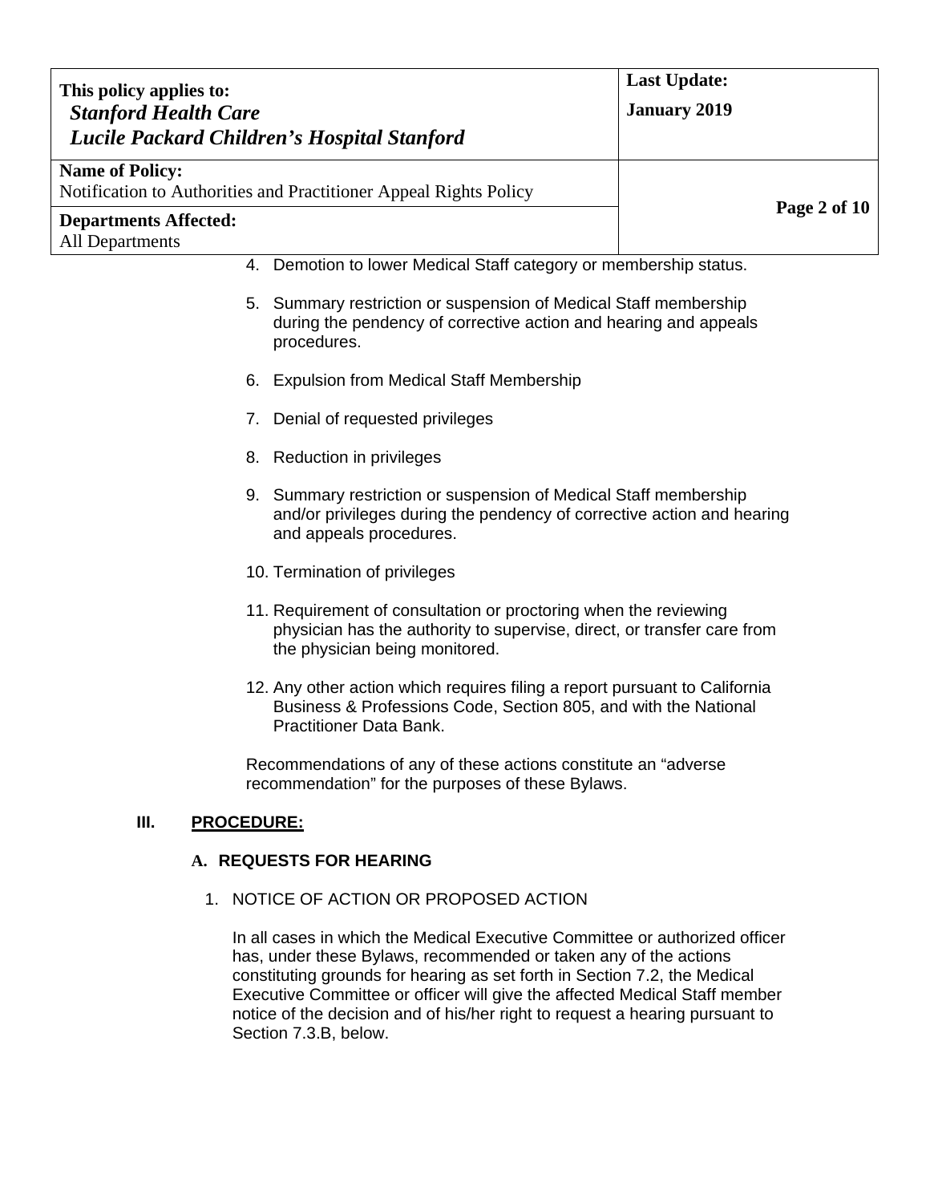4. Demotion to lower Medical Staff category or membership status.

5. Summary restriction or suspension of Medical Staff membership during the pendency of corrective action and hearing and appeals procedures.

6. Expulsion from Medical Staff Membership

7. Denial of requested privileges

8. Reduction in privileges

9. Summary restriction or suspension of Medical Staff membership and/or privileges during the pendency of corrective action and hearing and appeals procedures.

10. Termination of privileges

11. Requirement of consultation or proctoring when the reviewing physician has the authority to supervise, direct, or transfer care from the physician being monitored.

12. Any other action which requires filing a report pursuant to California Business & Professions Code, Section 805, and with the National Practitioner Data Bank.

Recommendations of any of these actions constitute an "adverse recommendation" for the purposes of these Bylaws.

## III. PROCEDURE:

### A. REQUESTS FOR HEARING

1. NOTICE OF ACTION OR PROPOSED ACTION

   In all cases in which the Medical Executive Committee or authorized officer has, under these Bylaws, recommended or taken any of the actions constituting grounds for hearing as set forth in Section 7.2, the Medical Executive Committee or officer will give the affected Medical Staff member notice of the decision and of his/her right to request a hearing pursuant to Section 7.3.B, below.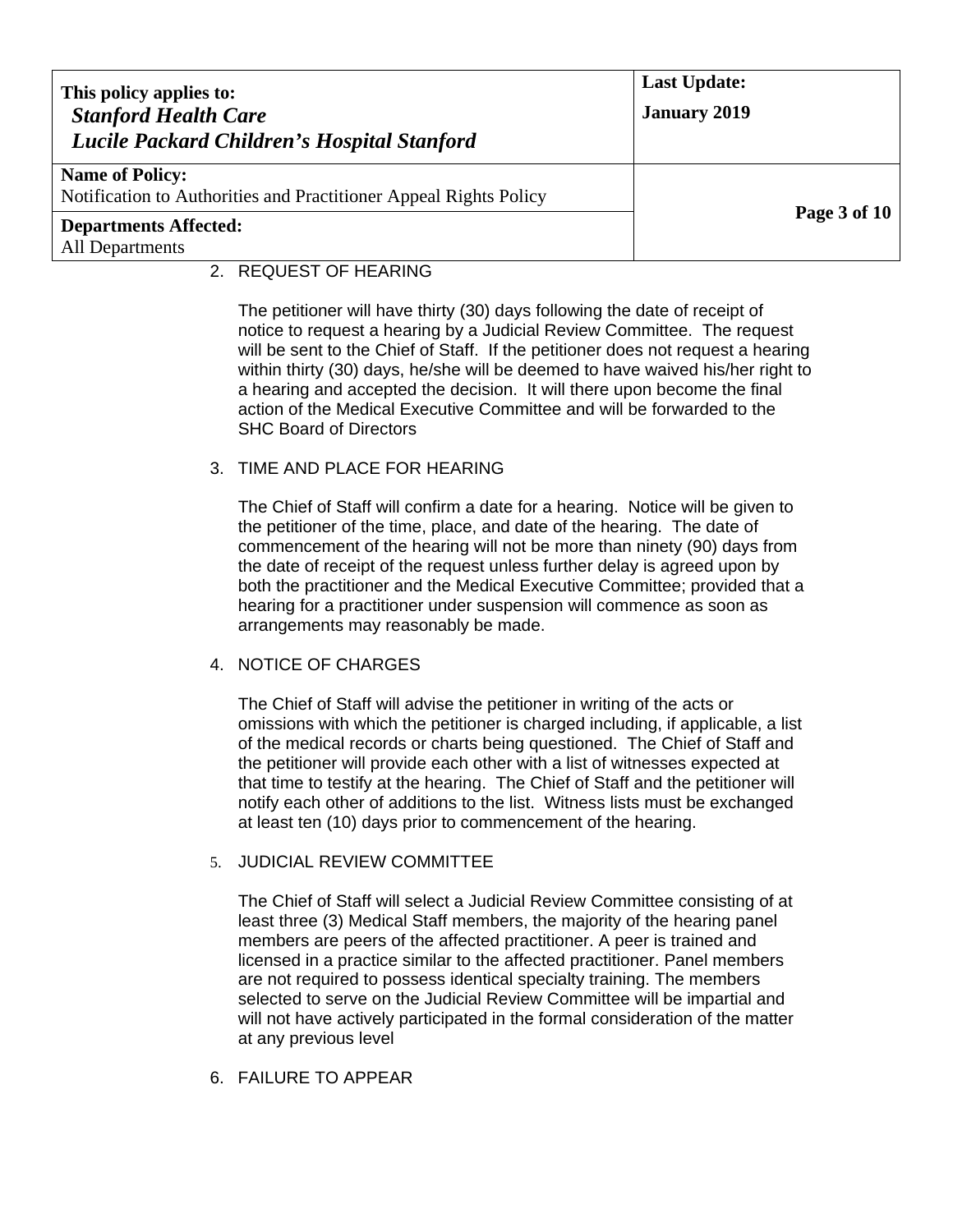2. REQUEST OF HEARING

   The petitioner will have thirty (30) days following the date of receipt of notice to request a hearing by a Judicial Review Committee. The request will be sent to the Chief of Staff. If the petitioner does not request a hearing within thirty (30) days, he/she will be deemed to have waived his/her right to a hearing and accepted the decision. It will there upon become the final action of the Medical Executive Committee and will be forwarded to the SHC Board of Directors

3. TIME AND PLACE FOR HEARING

   The Chief of Staff will confirm a date for a hearing. Notice will be given to the petitioner of the time, place, and date of the hearing. The date of commencement of the hearing will not be more than ninety (90) days from the date of receipt of the request unless further delay is agreed upon by both the practitioner and the Medical Executive Committee; provided that a hearing for a practitioner under suspension will commence as soon as arrangements may reasonably be made.

4. NOTICE OF CHARGES

   The Chief of Staff will advise the petitioner in writing of the acts or omissions with which the petitioner is charged including, if applicable, a list of the medical records or charts being questioned. The Chief of Staff and the petitioner will provide each other with a list of witnesses expected at that time to testify at the hearing. The Chief of Staff and the petitioner will notify each other of additions to the list. Witness lists must be exchanged at least ten (10) days prior to commencement of the hearing.

5. JUDICIAL REVIEW COMMITTEE

   The Chief of Staff will select a Judicial Review Committee consisting of at least three (3) Medical Staff members, the majority of the hearing panel members are peers of the affected practitioner. A peer is trained and licensed in a practice similar to the affected practitioner. Panel members are not required to possess identical specialty training. The members selected to serve on the Judicial Review Committee will be impartial and will not have actively participated in the formal consideration of the matter at any previous level

6. FAILURE TO APPEAR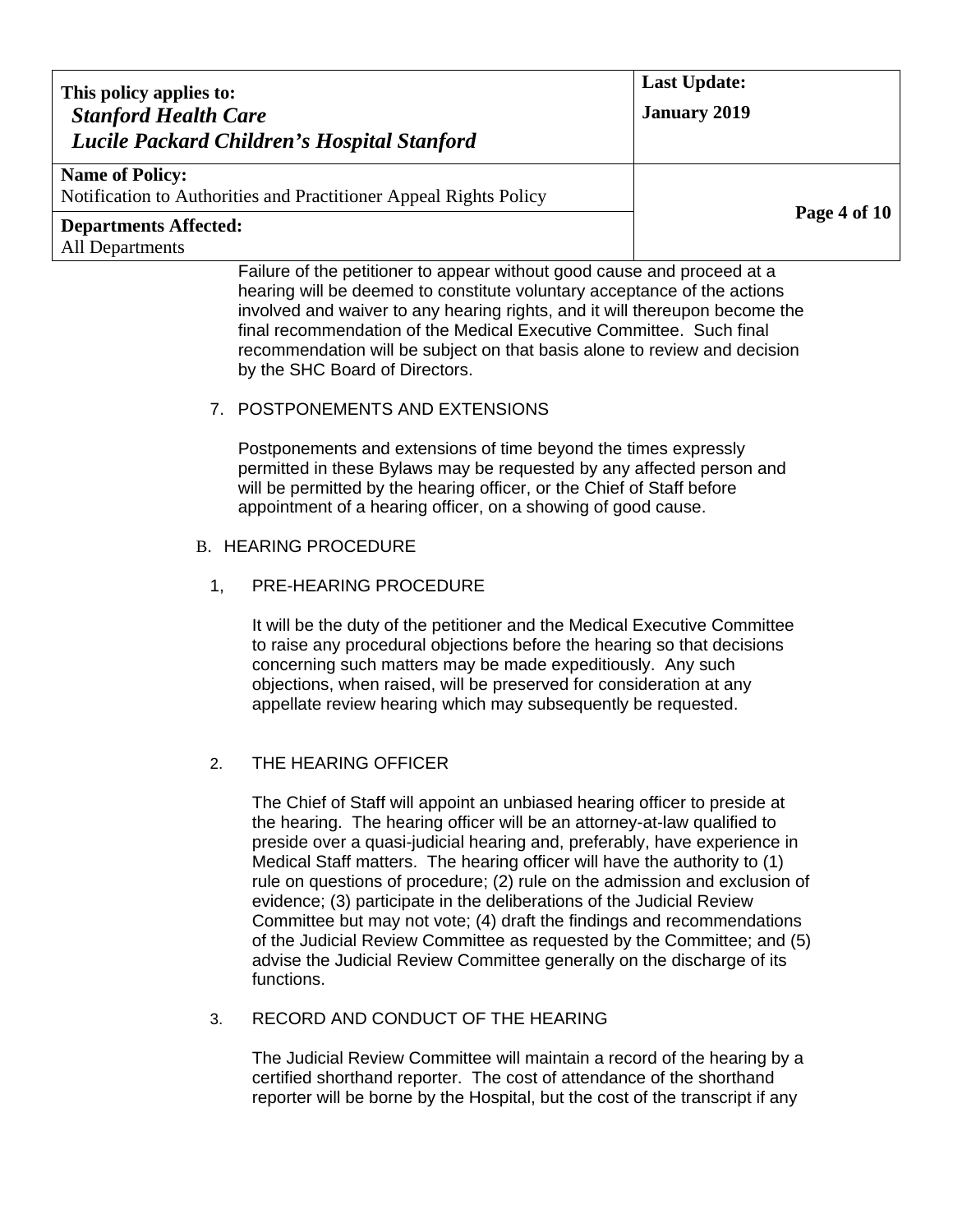Failure of the petitioner to appear without good cause and proceed at a hearing will be deemed to constitute voluntary acceptance of the actions involved and waiver to any hearing rights, and it will thereupon become the final recommendation of the Medical Executive Committee. Such final recommendation will be subject on that basis alone to review and decision by the SHC Board of Directors.

7. POSTPONEMENTS AND EXTENSIONS

Postponements and extensions of time beyond the times expressly permitted in these Bylaws may be requested by any affected person and will be permitted by the hearing officer, or the Chief of Staff before appointment of a hearing officer, on a showing of good cause.

B. HEARING PROCEDURE

1, PRE-HEARING PROCEDURE

It will be the duty of the petitioner and the Medical Executive Committee to raise any procedural objections before the hearing so that decisions concerning such matters may be made expeditiously. Any such objections, when raised, will be preserved for consideration at any appellate review hearing which may subsequently be requested.

2. THE HEARING OFFICER

The Chief of Staff will appoint an unbiased hearing officer to preside at the hearing. The hearing officer will be an attorney-at-law qualified to preside over a quasi-judicial hearing and, preferably, have experience in Medical Staff matters. The hearing officer will have the authority to (1) rule on questions of procedure; (2) rule on the admission and exclusion of evidence; (3) participate in the deliberations of the Judicial Review Committee but may not vote; (4) draft the findings and recommendations of the Judicial Review Committee as requested by the Committee; and (5) advise the Judicial Review Committee generally on the discharge of its functions.

3. RECORD AND CONDUCT OF THE HEARING

The Judicial Review Committee will maintain a record of the hearing by a certified shorthand reporter. The cost of attendance of the shorthand reporter will be borne by the Hospital, but the cost of the transcript if any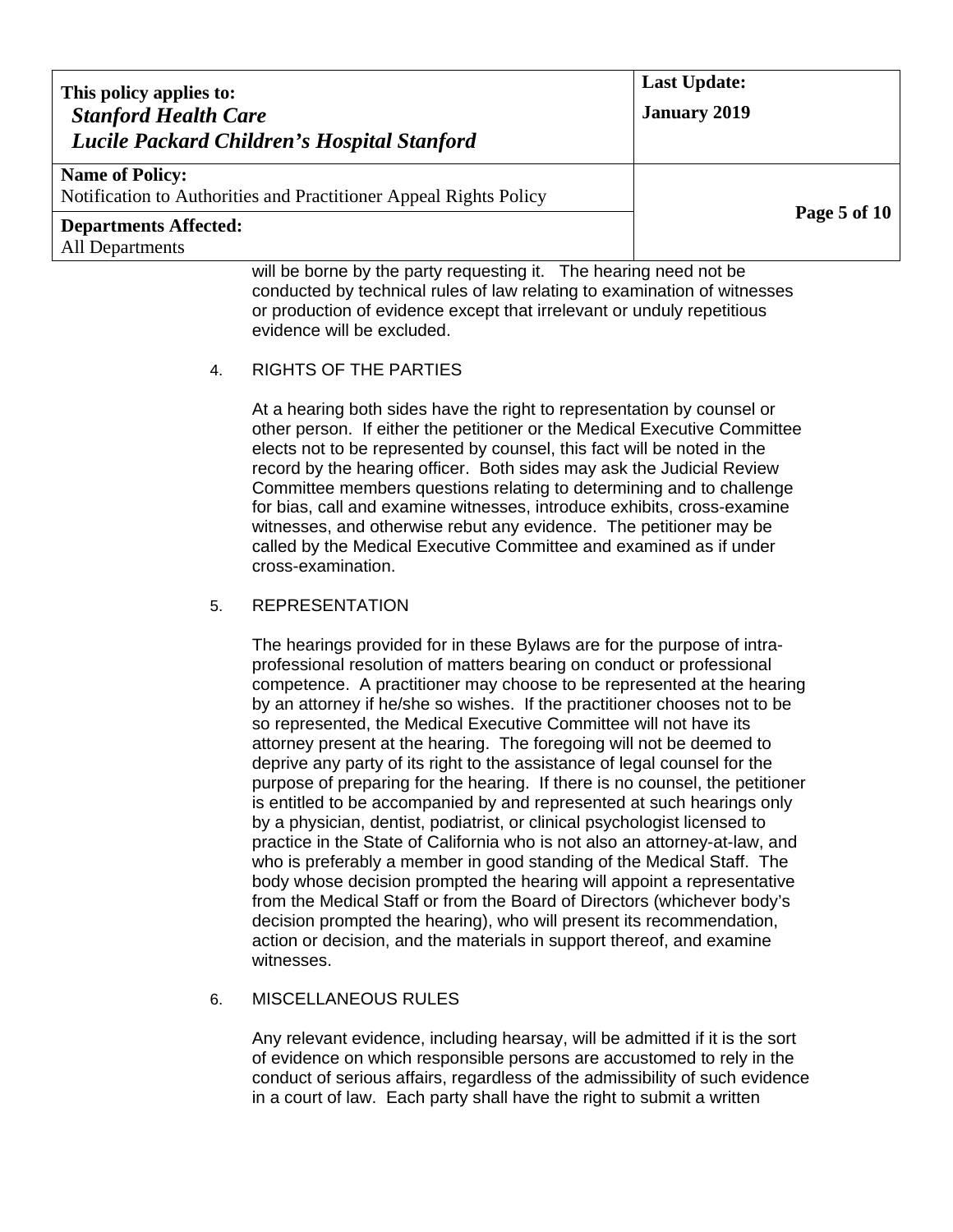will be borne by the party requesting it. The hearing need not be conducted by technical rules of law relating to examination of witnesses or production of evidence except that irrelevant or unduly repetitious evidence will be excluded.

4. RIGHTS OF THE PARTIES

At a hearing both sides have the right to representation by counsel or other person. If either the petitioner or the Medical Executive Committee elects not to be represented by counsel, this fact will be noted in the record by the hearing officer. Both sides may ask the Judicial Review Committee members questions relating to determining and to challenge for bias, call and examine witnesses, introduce exhibits, cross-examine witnesses, and otherwise rebut any evidence. The petitioner may be called by the Medical Executive Committee and examined as if under cross-examination.

5. REPRESENTATION

The hearings provided for in these Bylaws are for the purpose of intra-professional resolution of matters bearing on conduct or professional competence. A practitioner may choose to be represented at the hearing by an attorney if he/she so wishes. If the practitioner chooses not to be so represented, the Medical Executive Committee will not have its attorney present at the hearing. The foregoing will not be deemed to deprive any party of its right to the assistance of legal counsel for the purpose of preparing for the hearing. If there is no counsel, the petitioner is entitled to be accompanied by and represented at such hearings only by a physician, dentist, podiatrist, or clinical psychologist licensed to practice in the State of California who is not also an attorney-at-law, and who is preferably a member in good standing of the Medical Staff. The body whose decision prompted the hearing will appoint a representative from the Medical Staff or from the Board of Directors (whichever body's decision prompted the hearing), who will present its recommendation, action or decision, and the materials in support thereof, and examine witnesses.

6. MISCELLANEOUS RULES

Any relevant evidence, including hearsay, will be admitted if it is the sort of evidence on which responsible persons are accustomed to rely in the conduct of serious affairs, regardless of the admissibility of such evidence in a court of law. Each party shall have the right to submit a written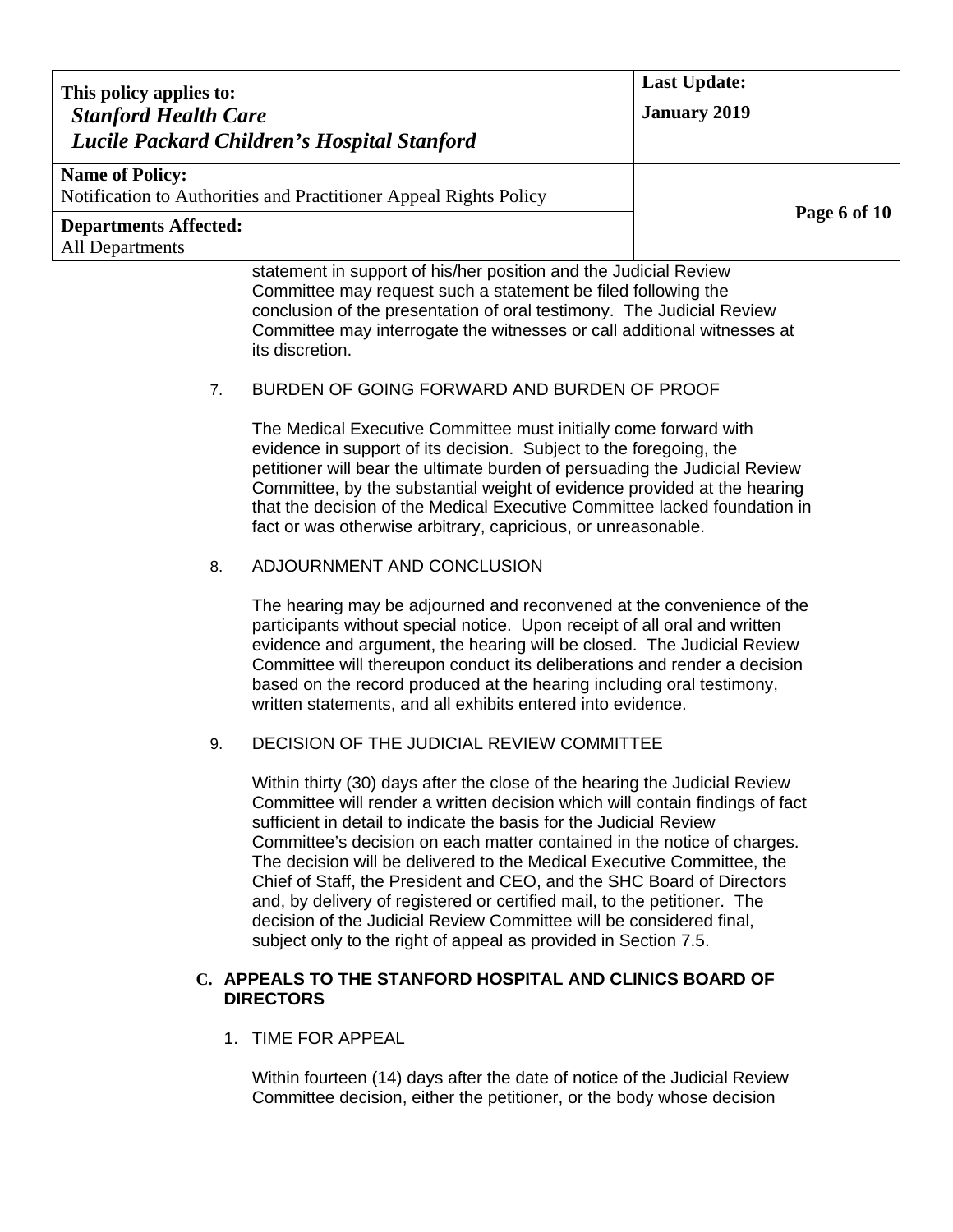statement in support of his/her position and the Judicial Review Committee may request such a statement be filed following the conclusion of the presentation of oral testimony. The Judicial Review Committee may interrogate the witnesses or call additional witnesses at its discretion.

7. BURDEN OF GOING FORWARD AND BURDEN OF PROOF

The Medical Executive Committee must initially come forward with evidence in support of its decision. Subject to the foregoing, the petitioner will bear the ultimate burden of persuading the Judicial Review Committee, by the substantial weight of evidence provided at the hearing that the decision of the Medical Executive Committee lacked foundation in fact or was otherwise arbitrary, capricious, or unreasonable.

8. ADJOURNMENT AND CONCLUSION

The hearing may be adjourned and reconvened at the convenience of the participants without special notice. Upon receipt of all oral and written evidence and argument, the hearing will be closed. The Judicial Review Committee will thereupon conduct its deliberations and render a decision based on the record produced at the hearing including oral testimony, written statements, and all exhibits entered into evidence.

9. DECISION OF THE JUDICIAL REVIEW COMMITTEE

Within thirty (30) days after the close of the hearing the Judicial Review Committee will render a written decision which will contain findings of fact sufficient in detail to indicate the basis for the Judicial Review Committee's decision on each matter contained in the notice of charges. The decision will be delivered to the Medical Executive Committee, the Chief of Staff, the President and CEO, and the SHC Board of Directors and, by delivery of registered or certified mail, to the petitioner. The decision of the Judicial Review Committee will be considered final, subject only to the right of appeal as provided in Section 7.5.

### C. APPEALS TO THE STANFORD HOSPITAL AND CLINICS BOARD OF DIRECTORS

1. TIME FOR APPEAL

Within fourteen (14) days after the date of notice of the Judicial Review Committee decision, either the petitioner, or the body whose decision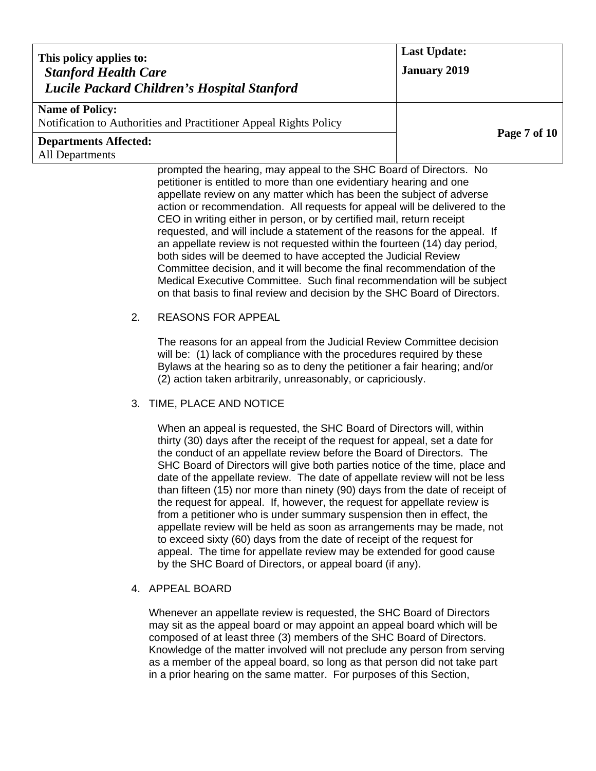prompted the hearing, may appeal to the SHC Board of Directors. No petitioner is entitled to more than one evidentiary hearing and one appellate review on any matter which has been the subject of adverse action or recommendation. All requests for appeal will be delivered to the CEO in writing either in person, or by certified mail, return receipt requested, and will include a statement of the reasons for the appeal. If an appellate review is not requested within the fourteen (14) day period, both sides will be deemed to have accepted the Judicial Review Committee decision, and it will become the final recommendation of the Medical Executive Committee. Such final recommendation will be subject on that basis to final review and decision by the SHC Board of Directors.

2. REASONS FOR APPEAL

The reasons for an appeal from the Judicial Review Committee decision will be: (1) lack of compliance with the procedures required by these Bylaws at the hearing so as to deny the petitioner a fair hearing; and/or (2) action taken arbitrarily, unreasonably, or capriciously.

3. TIME, PLACE AND NOTICE

When an appeal is requested, the SHC Board of Directors will, within thirty (30) days after the receipt of the request for appeal, set a date for the conduct of an appellate review before the Board of Directors. The SHC Board of Directors will give both parties notice of the time, place and date of the appellate review. The date of appellate review will not be less than fifteen (15) nor more than ninety (90) days from the date of receipt of the request for appeal. If, however, the request for appellate review is from a petitioner who is under summary suspension then in effect, the appellate review will be held as soon as arrangements may be made, not to exceed sixty (60) days from the date of receipt of the request for appeal. The time for appellate review may be extended for good cause by the SHC Board of Directors, or appeal board (if any).

4. APPEAL BOARD

Whenever an appellate review is requested, the SHC Board of Directors may sit as the appeal board or may appoint an appeal board which will be composed of at least three (3) members of the SHC Board of Directors. Knowledge of the matter involved will not preclude any person from serving as a member of the appeal board, so long as that person did not take part in a prior hearing on the same matter. For purposes of this Section,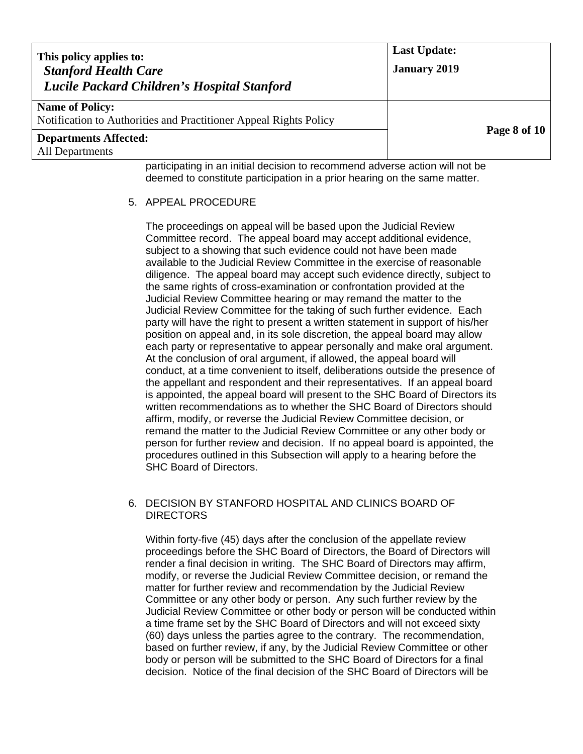participating in an initial decision to recommend adverse action will not be deemed to constitute participation in a prior hearing on the same matter.

5. APPEAL PROCEDURE

   The proceedings on appeal will be based upon the Judicial Review Committee record. The appeal board may accept additional evidence, subject to a showing that such evidence could not have been made available to the Judicial Review Committee in the exercise of reasonable diligence. The appeal board may accept such evidence directly, subject to the same rights of cross-examination or confrontation provided at the Judicial Review Committee hearing or may remand the matter to the Judicial Review Committee for the taking of such further evidence. Each party will have the right to present a written statement in support of his/her position on appeal and, in its sole discretion, the appeal board may allow each party or representative to appear personally and make oral argument. At the conclusion of oral argument, if allowed, the appeal board will conduct, at a time convenient to itself, deliberations outside the presence of the appellant and respondent and their representatives. If an appeal board is appointed, the appeal board will present to the SHC Board of Directors its written recommendations as to whether the SHC Board of Directors should affirm, modify, or reverse the Judicial Review Committee decision, or remand the matter to the Judicial Review Committee or any other body or person for further review and decision. If no appeal board is appointed, the procedures outlined in this Subsection will apply to a hearing before the SHC Board of Directors.

6. DECISION BY STANFORD HOSPITAL AND CLINICS BOARD OF DIRECTORS

   Within forty-five (45) days after the conclusion of the appellate review proceedings before the SHC Board of Directors, the Board of Directors will render a final decision in writing. The SHC Board of Directors may affirm, modify, or reverse the Judicial Review Committee decision, or remand the matter for further review and recommendation by the Judicial Review Committee or any other body or person. Any such further review by the Judicial Review Committee or other body or person will be conducted within a time frame set by the SHC Board of Directors and will not exceed sixty (60) days unless the parties agree to the contrary. The recommendation, based on further review, if any, by the Judicial Review Committee or other body or person will be submitted to the SHC Board of Directors for a final decision. Notice of the final decision of the SHC Board of Directors will be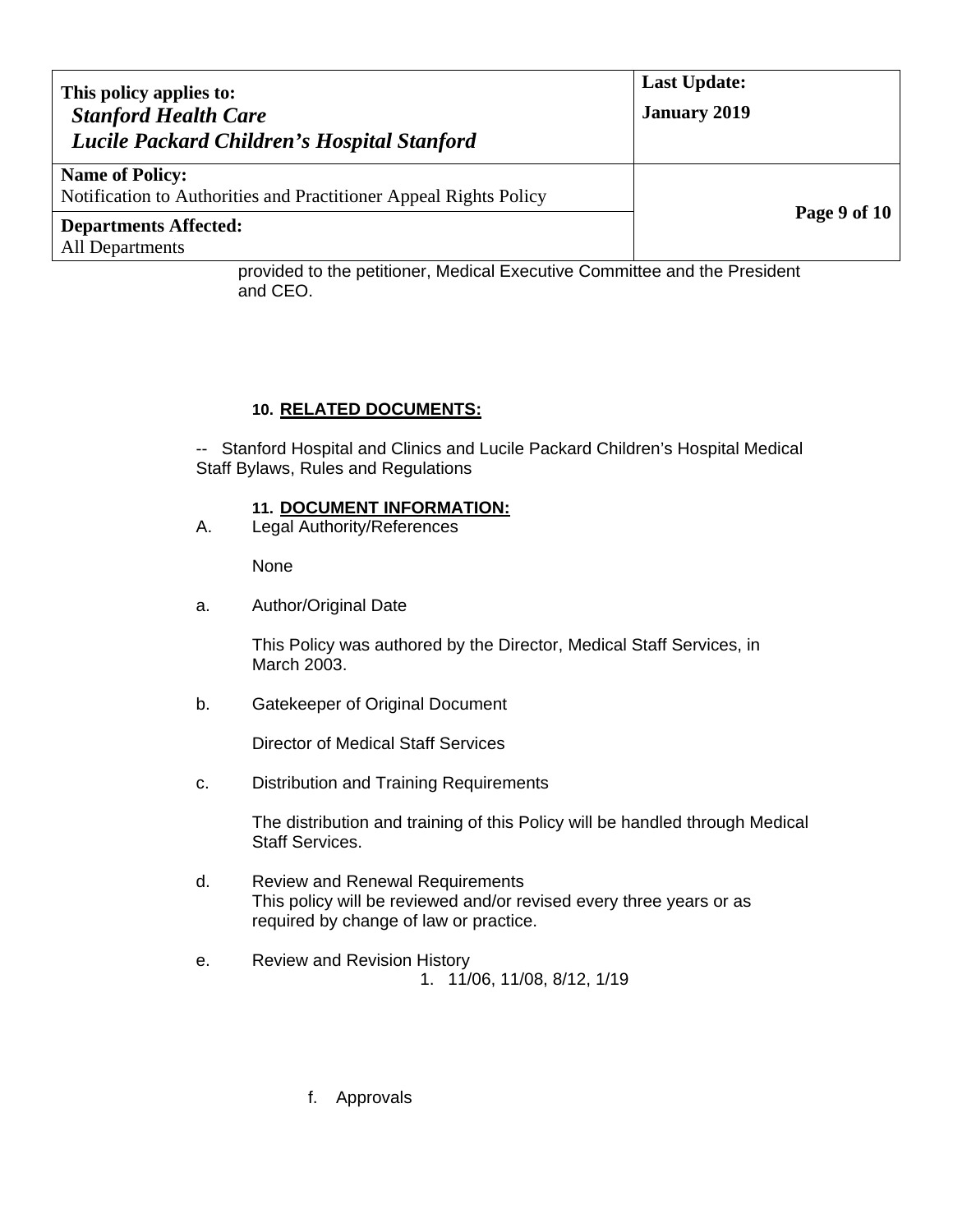provided to the petitioner, Medical Executive Committee and the President and CEO.

## 10. RELATED DOCUMENTS:

-- Stanford Hospital and Clinics and Lucile Packard Children's Hospital Medical Staff Bylaws, Rules and Regulations

## 11. DOCUMENT INFORMATION:

A. Legal Authority/References

None

a. Author/Original Date

This Policy was authored by the Director, Medical Staff Services, in March 2003.

b. Gatekeeper of Original Document

Director of Medical Staff Services

c. Distribution and Training Requirements

The distribution and training of this Policy will be handled through Medical Staff Services.

d. Review and Renewal Requirements
This policy will be reviewed and/or revised every three years or as required by change of law or practice.

e. Review and Revision History
1. 11/06, 11/08, 8/12, 1/19

f. Approvals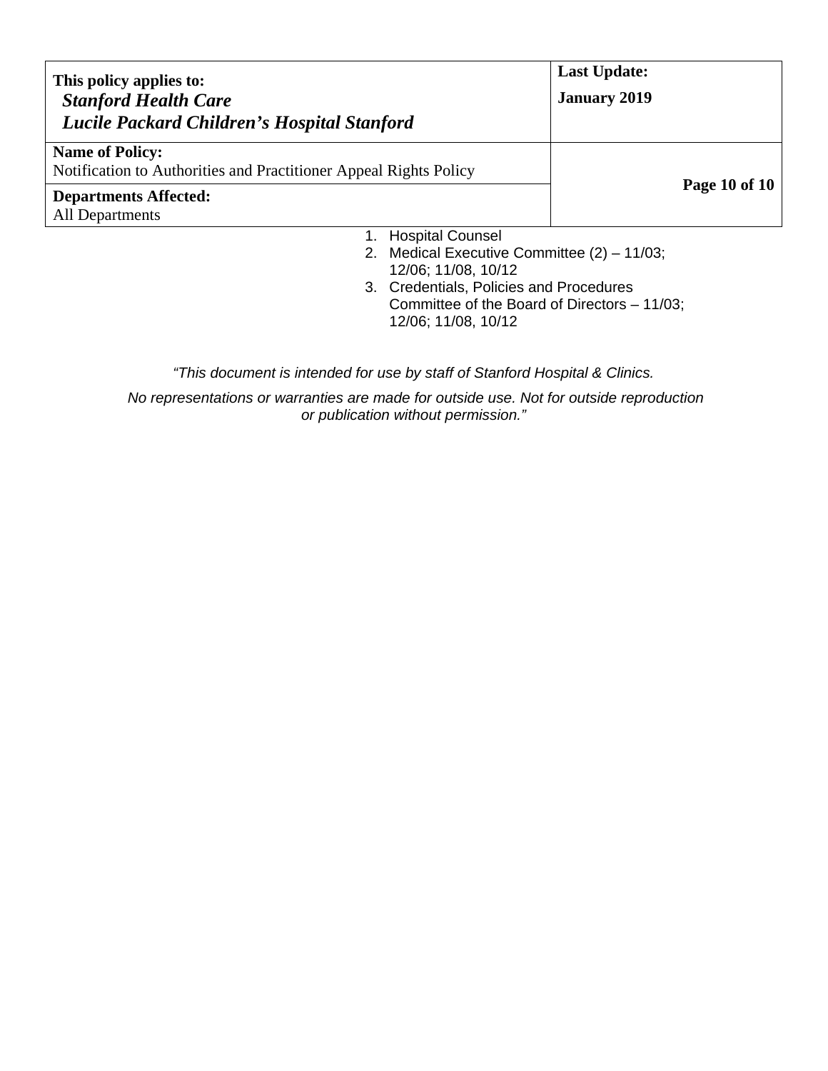1. Hospital Counsel
2. Medical Executive Committee (2) – 11/03; 12/06; 11/08, 10/12
3. Credentials, Policies and Procedures Committee of the Board of Directors – 11/03; 12/06; 11/08, 10/12

*"This document is intended for use by staff of Stanford Hospital & Clinics.*

*No representations or warranties are made for outside use. Not for outside reproduction or publication without permission."*